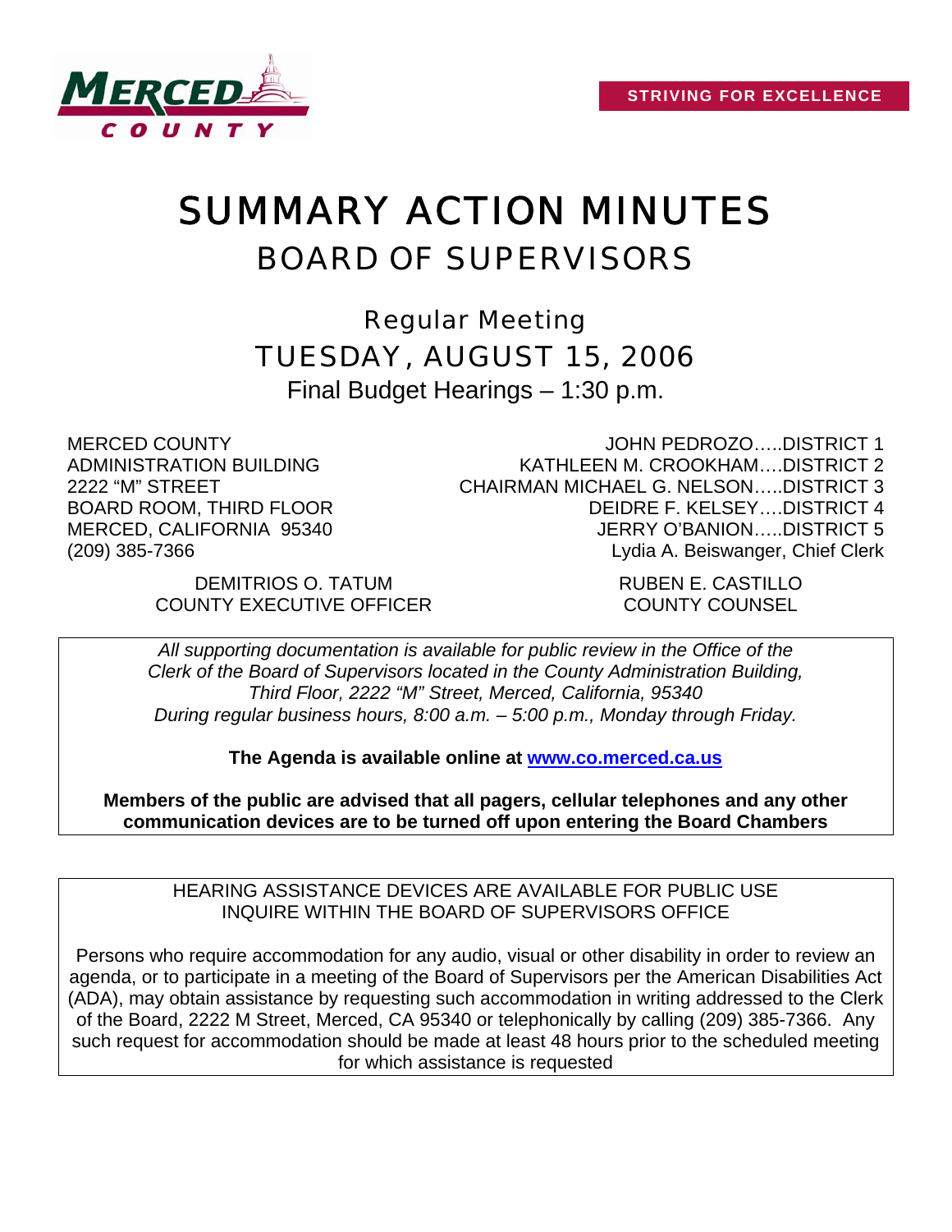MERCED COUNTY

**STRIVING FOR EXCELLENCE**

# SUMMARY ACTION MINUTES
## BOARD OF SUPERVISORS

### Regular Meeting
### TUESDAY, AUGUST 15, 2006
Final Budget Hearings – 1:30 p.m.

MERCED COUNTY
ADMINISTRATION BUILDING
2222 "M" STREET
BOARD ROOM, THIRD FLOOR
MERCED, CALIFORNIA 95340
(209) 385-7366

JOHN PEDROZO…..DISTRICT 1
KATHLEEN M. CROOKHAM….DISTRICT 2
CHAIRMAN MICHAEL G. NELSON…..DISTRICT 3
DEIDRE F. KELSEY….DISTRICT 4
JERRY O'BANION…..DISTRICT 5
Lydia A. Beiswanger, Chief Clerk

DEMITRIOS O. TATUM
COUNTY EXECUTIVE OFFICER

RUBEN E. CASTILLO
COUNTY COUNSEL

*All supporting documentation is available for public review in the Office of the Clerk of the Board of Supervisors located in the County Administration Building, Third Floor, 2222 "M" Street, Merced, California, 95340 During regular business hours, 8:00 a.m. – 5:00 p.m., Monday through Friday.*

**The Agenda is available online at www.co.merced.ca.us**

**Members of the public are advised that all pagers, cellular telephones and any other communication devices are to be turned off upon entering the Board Chambers**

HEARING ASSISTANCE DEVICES ARE AVAILABLE FOR PUBLIC USE
INQUIRE WITHIN THE BOARD OF SUPERVISORS OFFICE

Persons who require accommodation for any audio, visual or other disability in order to review an agenda, or to participate in a meeting of the Board of Supervisors per the American Disabilities Act (ADA), may obtain assistance by requesting such accommodation in writing addressed to the Clerk of the Board, 2222 M Street, Merced, CA 95340 or telephonically by calling (209) 385-7366. Any such request for accommodation should be made at least 48 hours prior to the scheduled meeting for which assistance is requested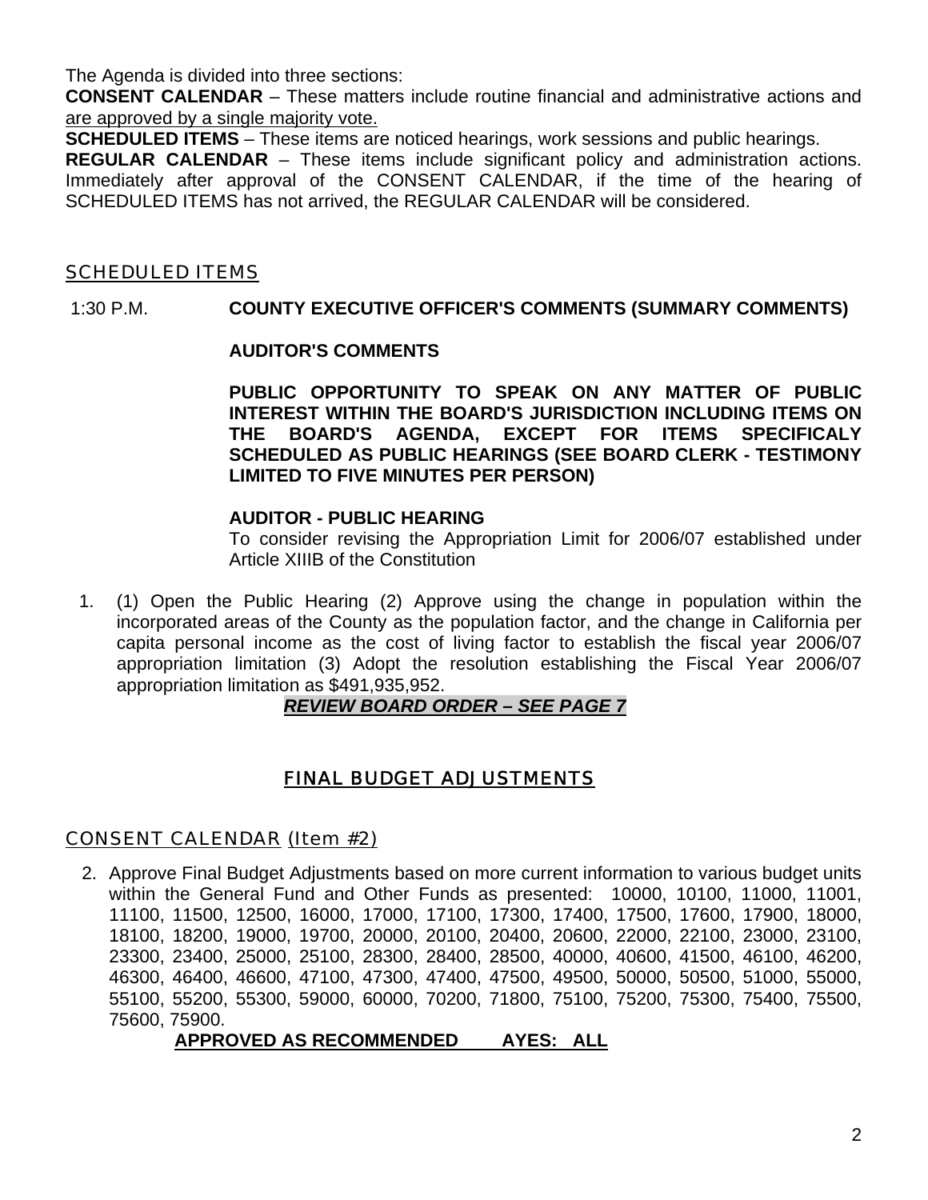The Agenda is divided into three sections:

**CONSENT CALENDAR** – These matters include routine financial and administrative actions and <u>are approved by a single majority vote.</u>

**SCHEDULED ITEMS** – These items are noticed hearings, work sessions and public hearings.

**REGULAR CALENDAR** – These items include significant policy and administration actions. Immediately after approval of the CONSENT CALENDAR, if the time of the hearing of SCHEDULED ITEMS has not arrived, the REGULAR CALENDAR will be considered.

## SCHEDULED ITEMS

1:30 P.M. **COUNTY EXECUTIVE OFFICER'S COMMENTS (SUMMARY COMMENTS)**

**AUDITOR'S COMMENTS**

**PUBLIC OPPORTUNITY TO SPEAK ON ANY MATTER OF PUBLIC INTEREST WITHIN THE BOARD'S JURISDICTION INCLUDING ITEMS ON THE BOARD'S AGENDA, EXCEPT FOR ITEMS SPECIFICALY SCHEDULED AS PUBLIC HEARINGS (SEE BOARD CLERK - TESTIMONY LIMITED TO FIVE MINUTES PER PERSON)**

**AUDITOR - PUBLIC HEARING**

To consider revising the Appropriation Limit for 2006/07 established under Article XIIIB of the Constitution

1. (1) Open the Public Hearing (2) Approve using the change in population within the incorporated areas of the County as the population factor, and the change in California per capita personal income as the cost of living factor to establish the fiscal year 2006/07 appropriation limitation (3) Adopt the resolution establishing the Fiscal Year 2006/07 appropriation limitation as $491,935,952.

   ***REVIEW BOARD ORDER – SEE PAGE 7***

## FINAL BUDGET ADJUSTMENTS

## CONSENT CALENDAR (Item #2)

2. Approve Final Budget Adjustments based on more current information to various budget units within the General Fund and Other Funds as presented: 10000, 10100, 11000, 11001, 11100, 11500, 12500, 16000, 17000, 17100, 17300, 17400, 17500, 17600, 17900, 18000, 18100, 18200, 19000, 19700, 20000, 20100, 20400, 20600, 22000, 22100, 23000, 23100, 23300, 23400, 25000, 25100, 28300, 28400, 28500, 40000, 40600, 41500, 46100, 46200, 46300, 46400, 46600, 47100, 47300, 47400, 47500, 49500, 50000, 50500, 51000, 55000, 55100, 55200, 55300, 59000, 60000, 70200, 71800, 75100, 75200, 75300, 75400, 75500, 75600, 75900.

   **APPROVED AS RECOMMENDED AYES: ALL**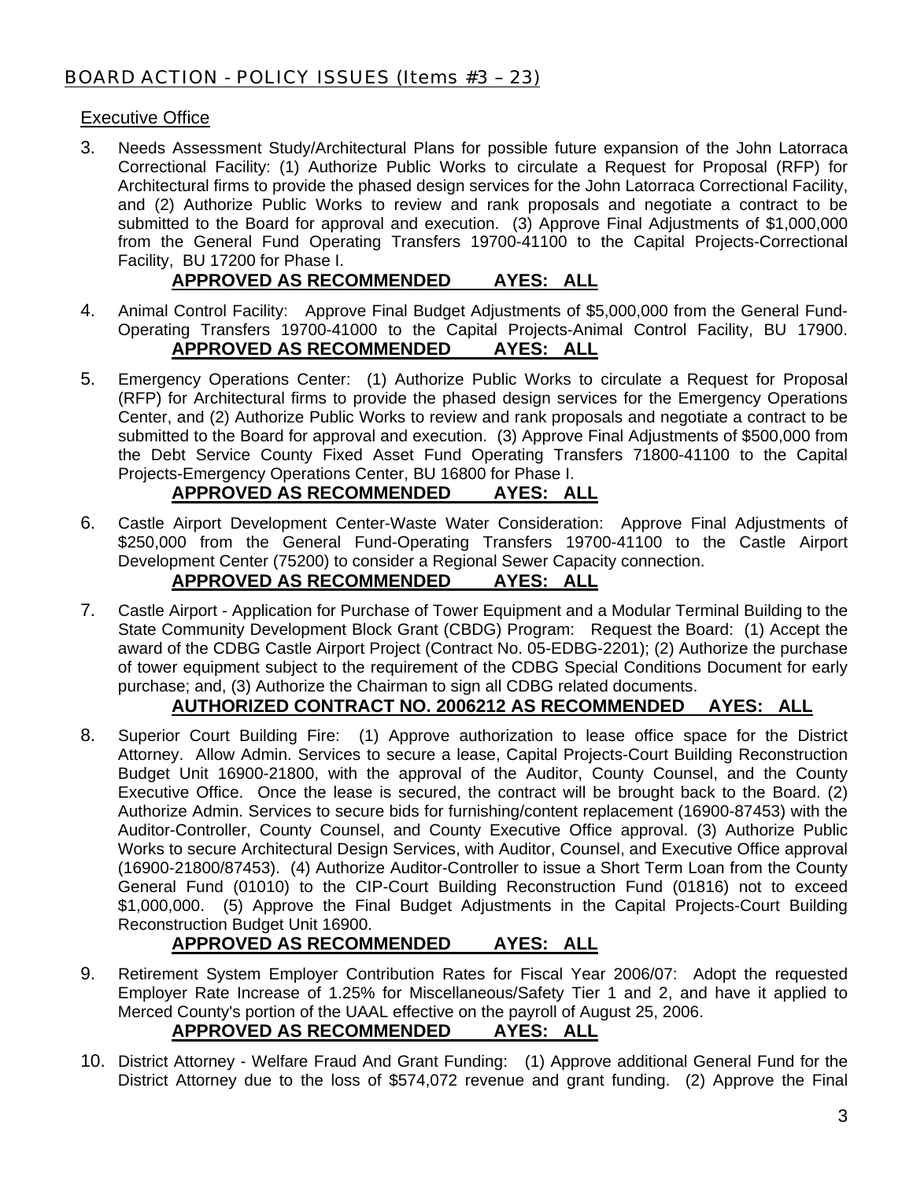## BOARD ACTION - POLICY ISSUES (Items #3 – 23)

### Executive Office

3. Needs Assessment Study/Architectural Plans for possible future expansion of the John Latorraca Correctional Facility: (1) Authorize Public Works to circulate a Request for Proposal (RFP) for Architectural firms to provide the phased design services for the John Latorraca Correctional Facility, and (2) Authorize Public Works to review and rank proposals and negotiate a contract to be submitted to the Board for approval and execution. (3) Approve Final Adjustments of $1,000,000 from the General Fund Operating Transfers 19700-41100 to the Capital Projects-Correctional Facility, BU 17200 for Phase I.

   **APPROVED AS RECOMMENDED AYES: ALL**

4. Animal Control Facility: Approve Final Budget Adjustments of $5,000,000 from the General Fund-Operating Transfers 19700-41000 to the Capital Projects-Animal Control Facility, BU 17900.

   **APPROVED AS RECOMMENDED AYES: ALL**

5. Emergency Operations Center: (1) Authorize Public Works to circulate a Request for Proposal (RFP) for Architectural firms to provide the phased design services for the Emergency Operations Center, and (2) Authorize Public Works to review and rank proposals and negotiate a contract to be submitted to the Board for approval and execution. (3) Approve Final Adjustments of $500,000 from the Debt Service County Fixed Asset Fund Operating Transfers 71800-41100 to the Capital Projects-Emergency Operations Center, BU 16800 for Phase I.

   **APPROVED AS RECOMMENDED AYES: ALL**

6. Castle Airport Development Center-Waste Water Consideration: Approve Final Adjustments of $250,000 from the General Fund-Operating Transfers 19700-41100 to the Castle Airport Development Center (75200) to consider a Regional Sewer Capacity connection.

   **APPROVED AS RECOMMENDED AYES: ALL**

7. Castle Airport - Application for Purchase of Tower Equipment and a Modular Terminal Building to the State Community Development Block Grant (CBDG) Program: Request the Board: (1) Accept the award of the CDBG Castle Airport Project (Contract No. 05-EDBG-2201); (2) Authorize the purchase of tower equipment subject to the requirement of the CDBG Special Conditions Document for early purchase; and, (3) Authorize the Chairman to sign all CDBG related documents.

   **AUTHORIZED CONTRACT NO. 2006212 AS RECOMMENDED AYES: ALL**

8. Superior Court Building Fire: (1) Approve authorization to lease office space for the District Attorney. Allow Admin. Services to secure a lease, Capital Projects-Court Building Reconstruction Budget Unit 16900-21800, with the approval of the Auditor, County Counsel, and the County Executive Office. Once the lease is secured, the contract will be brought back to the Board. (2) Authorize Admin. Services to secure bids for furnishing/content replacement (16900-87453) with the Auditor-Controller, County Counsel, and County Executive Office approval. (3) Authorize Public Works to secure Architectural Design Services, with Auditor, Counsel, and Executive Office approval (16900-21800/87453). (4) Authorize Auditor-Controller to issue a Short Term Loan from the County General Fund (01010) to the CIP-Court Building Reconstruction Fund (01816) not to exceed $1,000,000. (5) Approve the Final Budget Adjustments in the Capital Projects-Court Building Reconstruction Budget Unit 16900.

   **APPROVED AS RECOMMENDED AYES: ALL**

9. Retirement System Employer Contribution Rates for Fiscal Year 2006/07: Adopt the requested Employer Rate Increase of 1.25% for Miscellaneous/Safety Tier 1 and 2, and have it applied to Merced County's portion of the UAAL effective on the payroll of August 25, 2006.

   **APPROVED AS RECOMMENDED AYES: ALL**

10. District Attorney - Welfare Fraud And Grant Funding: (1) Approve additional General Fund for the District Attorney due to the loss of $574,072 revenue and grant funding. (2) Approve the Final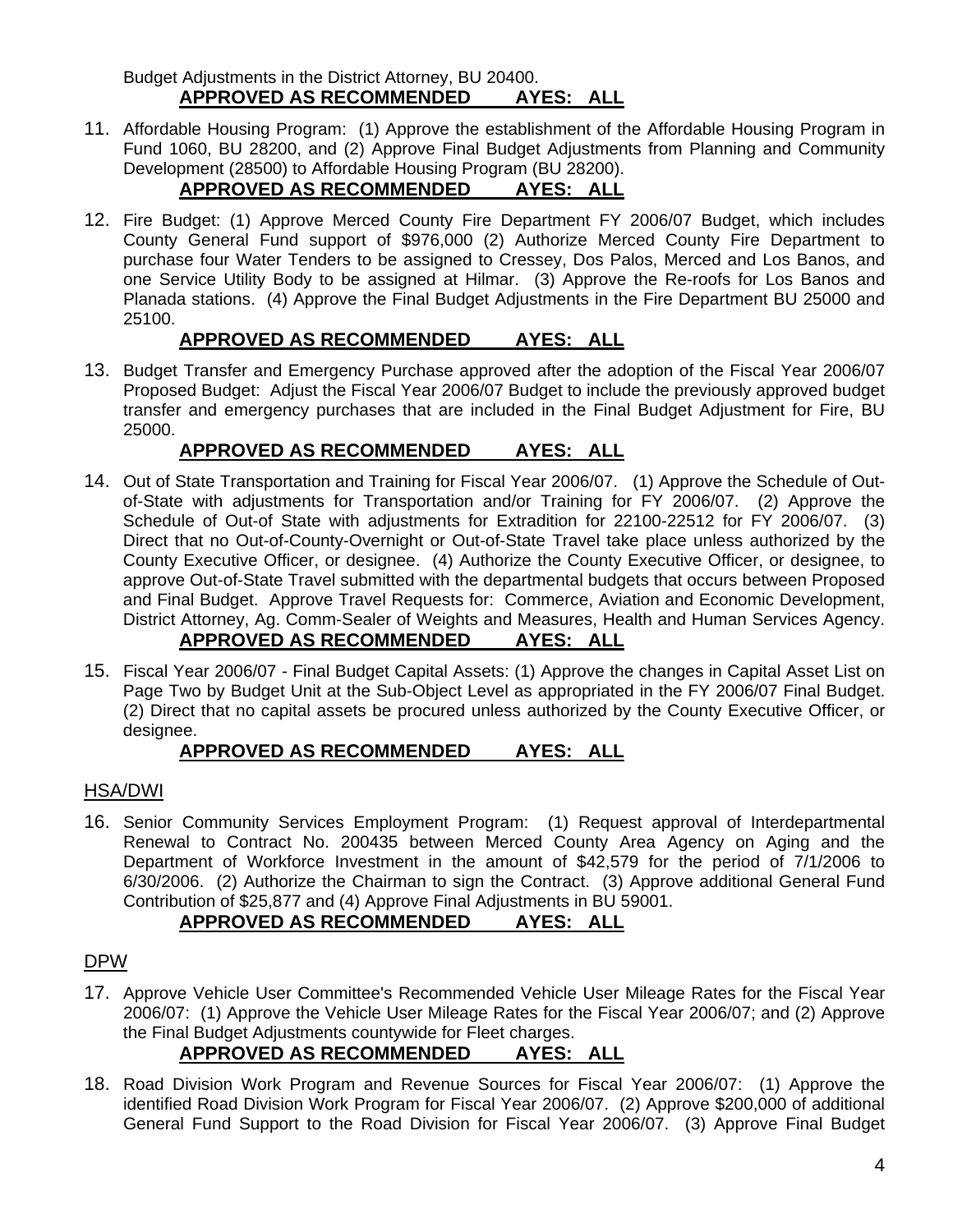Budget Adjustments in the District Attorney, BU 20400.

**APPROVED AS RECOMMENDED AYES: ALL**

11. Affordable Housing Program: (1) Approve the establishment of the Affordable Housing Program in Fund 1060, BU 28200, and (2) Approve Final Budget Adjustments from Planning and Community Development (28500) to Affordable Housing Program (BU 28200).

    **APPROVED AS RECOMMENDED AYES: ALL**

12. Fire Budget: (1) Approve Merced County Fire Department FY 2006/07 Budget, which includes County General Fund support of $976,000 (2) Authorize Merced County Fire Department to purchase four Water Tenders to be assigned to Cressey, Dos Palos, Merced and Los Banos, and one Service Utility Body to be assigned at Hilmar. (3) Approve the Re-roofs for Los Banos and Planada stations. (4) Approve the Final Budget Adjustments in the Fire Department BU 25000 and 25100.

    **APPROVED AS RECOMMENDED AYES: ALL**

13. Budget Transfer and Emergency Purchase approved after the adoption of the Fiscal Year 2006/07 Proposed Budget: Adjust the Fiscal Year 2006/07 Budget to include the previously approved budget transfer and emergency purchases that are included in the Final Budget Adjustment for Fire, BU 25000.

    **APPROVED AS RECOMMENDED AYES: ALL**

14. Out of State Transportation and Training for Fiscal Year 2006/07. (1) Approve the Schedule of Out-of-State with adjustments for Transportation and/or Training for FY 2006/07. (2) Approve the Schedule of Out-of State with adjustments for Extradition for 22100-22512 for FY 2006/07. (3) Direct that no Out-of-County-Overnight or Out-of-State Travel take place unless authorized by the County Executive Officer, or designee. (4) Authorize the County Executive Officer, or designee, to approve Out-of-State Travel submitted with the departmental budgets that occurs between Proposed and Final Budget. Approve Travel Requests for: Commerce, Aviation and Economic Development, District Attorney, Ag. Comm-Sealer of Weights and Measures, Health and Human Services Agency.

    **APPROVED AS RECOMMENDED AYES: ALL**

15. Fiscal Year 2006/07 - Final Budget Capital Assets: (1) Approve the changes in Capital Asset List on Page Two by Budget Unit at the Sub-Object Level as appropriated in the FY 2006/07 Final Budget. (2) Direct that no capital assets be procured unless authorized by the County Executive Officer, or designee.

    **APPROVED AS RECOMMENDED AYES: ALL**

## HSA/DWI

16. Senior Community Services Employment Program: (1) Request approval of Interdepartmental Renewal to Contract No. 200435 between Merced County Area Agency on Aging and the Department of Workforce Investment in the amount of $42,579 for the period of 7/1/2006 to 6/30/2006. (2) Authorize the Chairman to sign the Contract. (3) Approve additional General Fund Contribution of $25,877 and (4) Approve Final Adjustments in BU 59001.

    **APPROVED AS RECOMMENDED AYES: ALL**

## DPW

17. Approve Vehicle User Committee's Recommended Vehicle User Mileage Rates for the Fiscal Year 2006/07: (1) Approve the Vehicle User Mileage Rates for the Fiscal Year 2006/07; and (2) Approve the Final Budget Adjustments countywide for Fleet charges.

    **APPROVED AS RECOMMENDED AYES: ALL**

18. Road Division Work Program and Revenue Sources for Fiscal Year 2006/07: (1) Approve the identified Road Division Work Program for Fiscal Year 2006/07. (2) Approve $200,000 of additional General Fund Support to the Road Division for Fiscal Year 2006/07. (3) Approve Final Budget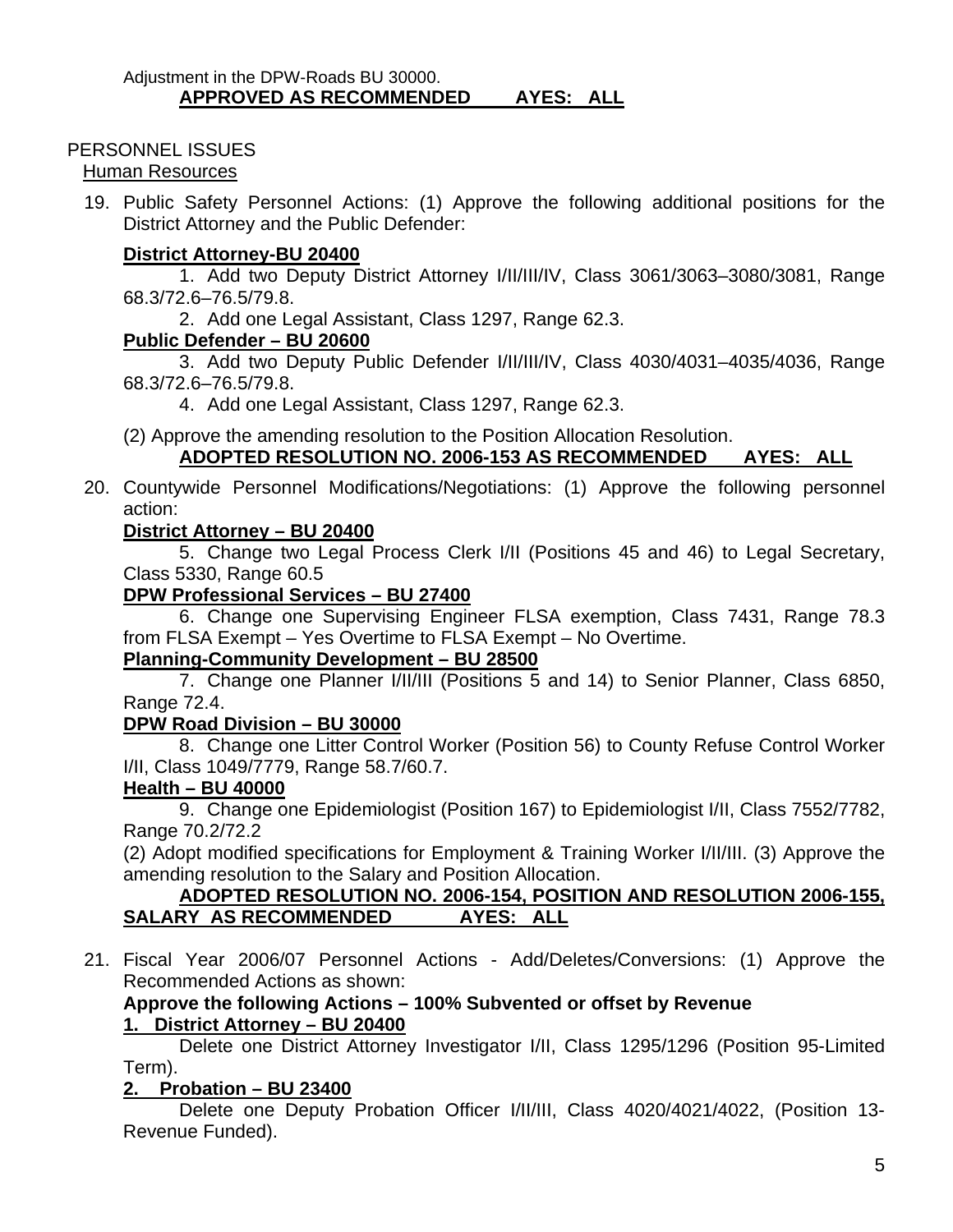Adjustment in the DPW-Roads BU 30000.

**APPROVED AS RECOMMENDED AYES: ALL**

PERSONNEL ISSUES

Human Resources

19. Public Safety Personnel Actions: (1) Approve the following additional positions for the District Attorney and the Public Defender:

**District Attorney-BU 20400**

1. Add two Deputy District Attorney I/II/III/IV, Class 3061/3063–3080/3081, Range 68.3/72.6–76.5/79.8.
2. Add one Legal Assistant, Class 1297, Range 62.3.

**Public Defender – BU 20600**

3. Add two Deputy Public Defender I/II/III/IV, Class 4030/4031–4035/4036, Range 68.3/72.6–76.5/79.8.
4. Add one Legal Assistant, Class 1297, Range 62.3.

(2) Approve the amending resolution to the Position Allocation Resolution.

**ADOPTED RESOLUTION NO. 2006-153 AS RECOMMENDED AYES: ALL**

20. Countywide Personnel Modifications/Negotiations: (1) Approve the following personnel action:

**District Attorney – BU 20400**

5. Change two Legal Process Clerk I/II (Positions 45 and 46) to Legal Secretary, Class 5330, Range 60.5

**DPW Professional Services – BU 27400**

6. Change one Supervising Engineer FLSA exemption, Class 7431, Range 78.3 from FLSA Exempt – Yes Overtime to FLSA Exempt – No Overtime.

**Planning-Community Development – BU 28500**

7. Change one Planner I/II/III (Positions 5 and 14) to Senior Planner, Class 6850, Range 72.4.

**DPW Road Division – BU 30000**

8. Change one Litter Control Worker (Position 56) to County Refuse Control Worker I/II, Class 1049/7779, Range 58.7/60.7.

**Health – BU 40000**

9. Change one Epidemiologist (Position 167) to Epidemiologist I/II, Class 7552/7782, Range 70.2/72.2

(2) Adopt modified specifications for Employment & Training Worker I/II/III. (3) Approve the amending resolution to the Salary and Position Allocation.

**ADOPTED RESOLUTION NO. 2006-154, POSITION AND RESOLUTION 2006-155, SALARY AS RECOMMENDED AYES: ALL**

21. Fiscal Year 2006/07 Personnel Actions - Add/Deletes/Conversions: (1) Approve the Recommended Actions as shown:

**Approve the following Actions – 100% Subvented or offset by Revenue**

**1. District Attorney – BU 20400**

Delete one District Attorney Investigator I/II, Class 1295/1296 (Position 95-Limited Term).

**2. Probation – BU 23400**

Delete one Deputy Probation Officer I/II/III, Class 4020/4021/4022, (Position 13-Revenue Funded).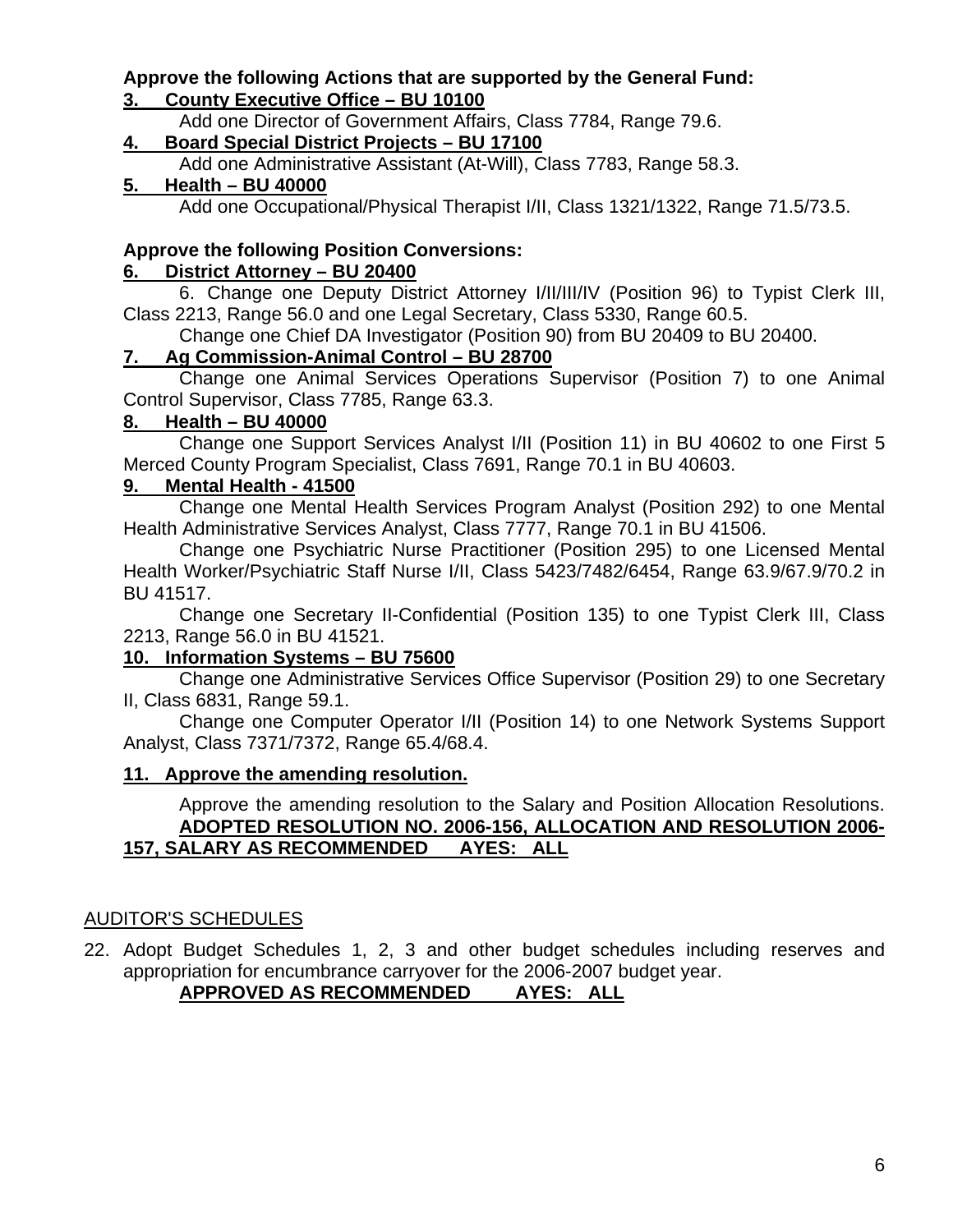**Approve the following Actions that are supported by the General Fund:**

**3. County Executive Office – BU 10100**

Add one Director of Government Affairs, Class 7784, Range 79.6.

**4. Board Special District Projects – BU 17100**

Add one Administrative Assistant (At-Will), Class 7783, Range 58.3.

**5. Health – BU 40000**

Add one Occupational/Physical Therapist I/II, Class 1321/1322, Range 71.5/73.5.

**Approve the following Position Conversions:**

**6. District Attorney – BU 20400**

6. Change one Deputy District Attorney I/II/III/IV (Position 96) to Typist Clerk III, Class 2213, Range 56.0 and one Legal Secretary, Class 5330, Range 60.5.

Change one Chief DA Investigator (Position 90) from BU 20409 to BU 20400.

**7. Ag Commission-Animal Control – BU 28700**

Change one Animal Services Operations Supervisor (Position 7) to one Animal Control Supervisor, Class 7785, Range 63.3.

**8. Health – BU 40000**

Change one Support Services Analyst I/II (Position 11) in BU 40602 to one First 5 Merced County Program Specialist, Class 7691, Range 70.1 in BU 40603.

**9. Mental Health - 41500**

Change one Mental Health Services Program Analyst (Position 292) to one Mental Health Administrative Services Analyst, Class 7777, Range 70.1 in BU 41506.

Change one Psychiatric Nurse Practitioner (Position 295) to one Licensed Mental Health Worker/Psychiatric Staff Nurse I/II, Class 5423/7482/6454, Range 63.9/67.9/70.2 in BU 41517.

Change one Secretary II-Confidential (Position 135) to one Typist Clerk III, Class 2213, Range 56.0 in BU 41521.

**10. Information Systems – BU 75600**

Change one Administrative Services Office Supervisor (Position 29) to one Secretary II, Class 6831, Range 59.1.

Change one Computer Operator I/II (Position 14) to one Network Systems Support Analyst, Class 7371/7372, Range 65.4/68.4.

**11. Approve the amending resolution.**

Approve the amending resolution to the Salary and Position Allocation Resolutions.

**ADOPTED RESOLUTION NO. 2006-156, ALLOCATION AND RESOLUTION 2006-157, SALARY AS RECOMMENDED AYES: ALL**

AUDITOR'S SCHEDULES

22. Adopt Budget Schedules 1, 2, 3 and other budget schedules including reserves and appropriation for encumbrance carryover for the 2006-2007 budget year.

**APPROVED AS RECOMMENDED AYES: ALL**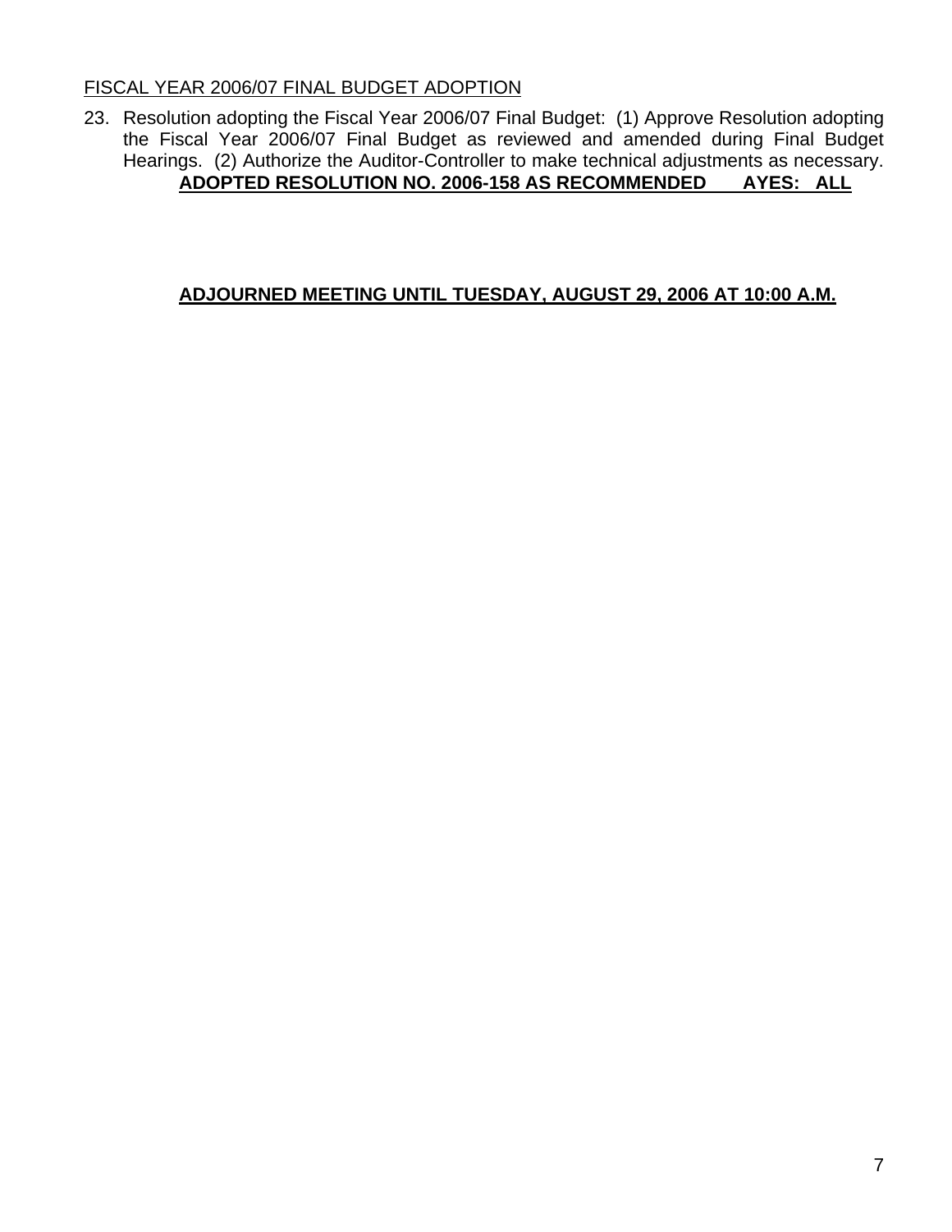FISCAL YEAR 2006/07 FINAL BUDGET ADOPTION

23. Resolution adopting the Fiscal Year 2006/07 Final Budget: (1) Approve Resolution adopting the Fiscal Year 2006/07 Final Budget as reviewed and amended during Final Budget Hearings. (2) Authorize the Auditor-Controller to make technical adjustments as necessary.
**ADOPTED RESOLUTION NO. 2006-158 AS RECOMMENDED AYES: ALL**

**ADJOURNED MEETING UNTIL TUESDAY, AUGUST 29, 2006 AT 10:00 A.M.**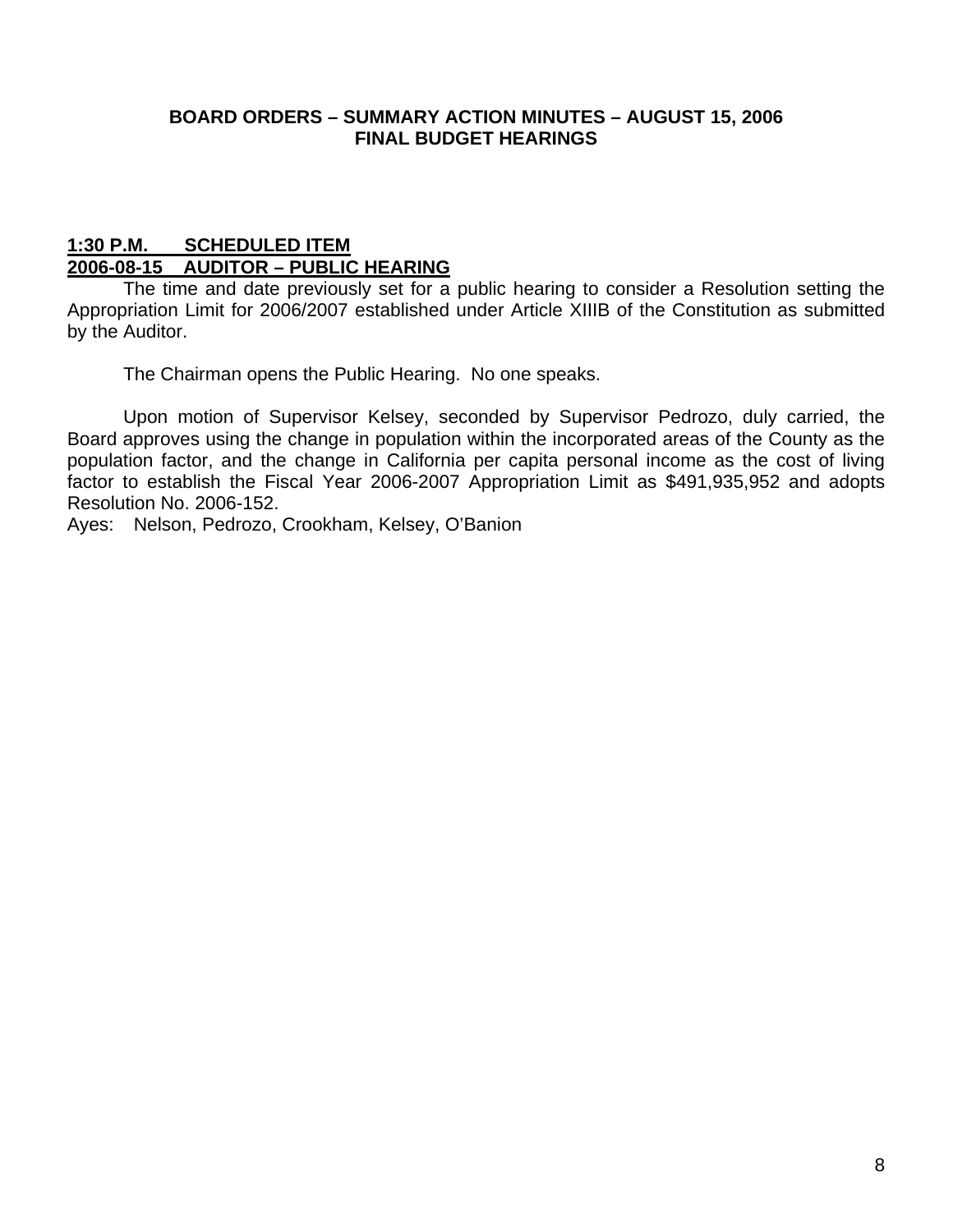**BOARD ORDERS – SUMMARY ACTION MINUTES – AUGUST 15, 2006**
**FINAL BUDGET HEARINGS**

**1:30 P.M. SCHEDULED ITEM**
**2006-08-15 AUDITOR – PUBLIC HEARING**

The time and date previously set for a public hearing to consider a Resolution setting the Appropriation Limit for 2006/2007 established under Article XIIIB of the Constitution as submitted by the Auditor.

The Chairman opens the Public Hearing. No one speaks.

Upon motion of Supervisor Kelsey, seconded by Supervisor Pedrozo, duly carried, the Board approves using the change in population within the incorporated areas of the County as the population factor, and the change in California per capita personal income as the cost of living factor to establish the Fiscal Year 2006-2007 Appropriation Limit as $491,935,952 and adopts Resolution No. 2006-152.

Ayes: Nelson, Pedrozo, Crookham, Kelsey, O'Banion